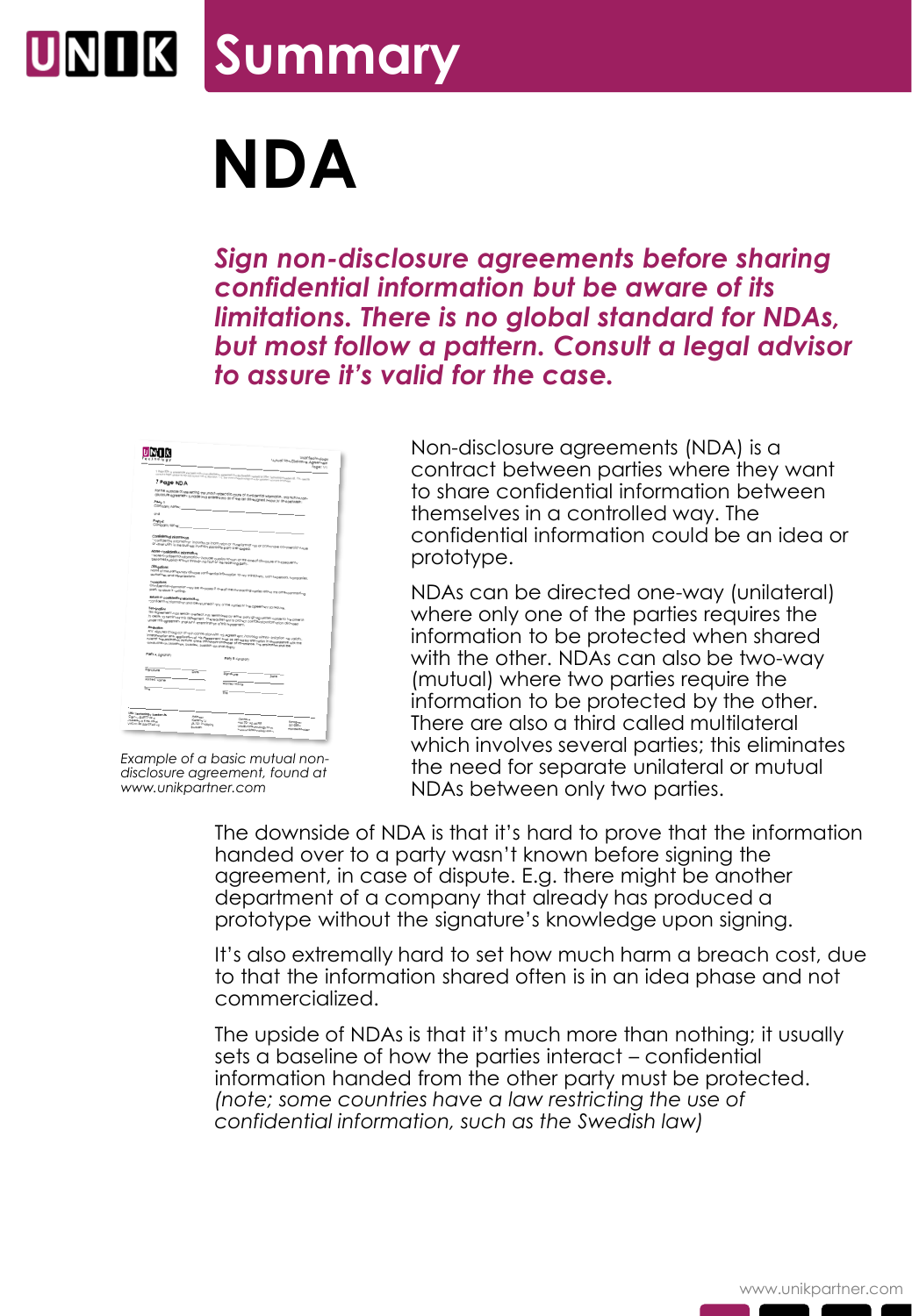# Summary

# NDA

***Sign non-disclosure agreements before sharing confidential information but be aware of its limitations. There is no global standard for NDAs, but most follow a pattern. Consult a legal advisor to assure it's valid for the case.***

*Example of a basic mutual non-disclosure agreement, found at www.unikpartner.com*

Non-disclosure agreements (NDA) is a contract between parties where they want to share confidential information between themselves in a controlled way. The confidential information could be an idea or prototype.

NDAs can be directed one-way (unilateral) where only one of the parties requires the information to be protected when shared with the other. NDAs can also be two-way (mutual) where two parties require the information to be protected by the other. There are also a third called multilateral which involves several parties; this eliminates the need for separate unilateral or mutual NDAs between only two parties.

The downside of NDA is that it's hard to prove that the information handed over to a party wasn't known before signing the agreement, in case of dispute. E.g. there might be another department of a company that already has produced a prototype without the signature's knowledge upon signing.

It's also extremally hard to set how much harm a breach cost, due to that the information shared often is in an idea phase and not commercialized.

The upside of NDAs is that it's much more than nothing; it usually sets a baseline of how the parties interact – confidential information handed from the other party must be protected. *(note; some countries have a law restricting the use of confidential information, such as the Swedish law)*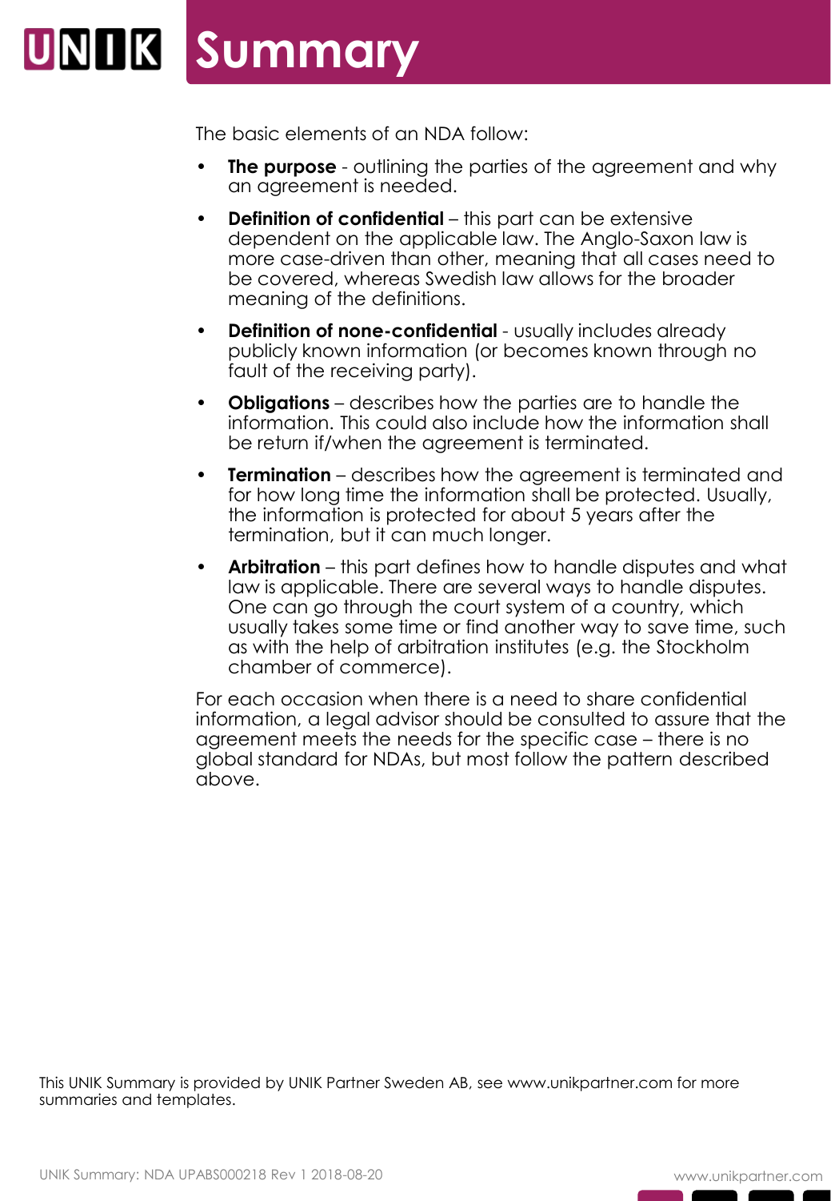# Summary

The basic elements of an NDA follow:

- **The purpose** - outlining the parties of the agreement and why an agreement is needed.
- **Definition of confidential** – this part can be extensive dependent on the applicable law. The Anglo-Saxon law is more case-driven than other, meaning that all cases need to be covered, whereas Swedish law allows for the broader meaning of the definitions.
- **Definition of none-confidential** - usually includes already publicly known information (or becomes known through no fault of the receiving party).
- **Obligations** – describes how the parties are to handle the information. This could also include how the information shall be return if/when the agreement is terminated.
- **Termination** – describes how the agreement is terminated and for how long time the information shall be protected. Usually, the information is protected for about 5 years after the termination, but it can much longer.
- **Arbitration** – this part defines how to handle disputes and what law is applicable. There are several ways to handle disputes. One can go through the court system of a country, which usually takes some time or find another way to save time, such as with the help of arbitration institutes (e.g. the Stockholm chamber of commerce).

For each occasion when there is a need to share confidential information, a legal advisor should be consulted to assure that the agreement meets the needs for the specific case – there is no global standard for NDAs, but most follow the pattern described above.

This UNIK Summary is provided by UNIK Partner Sweden AB, see www.unikpartner.com for more summaries and templates.